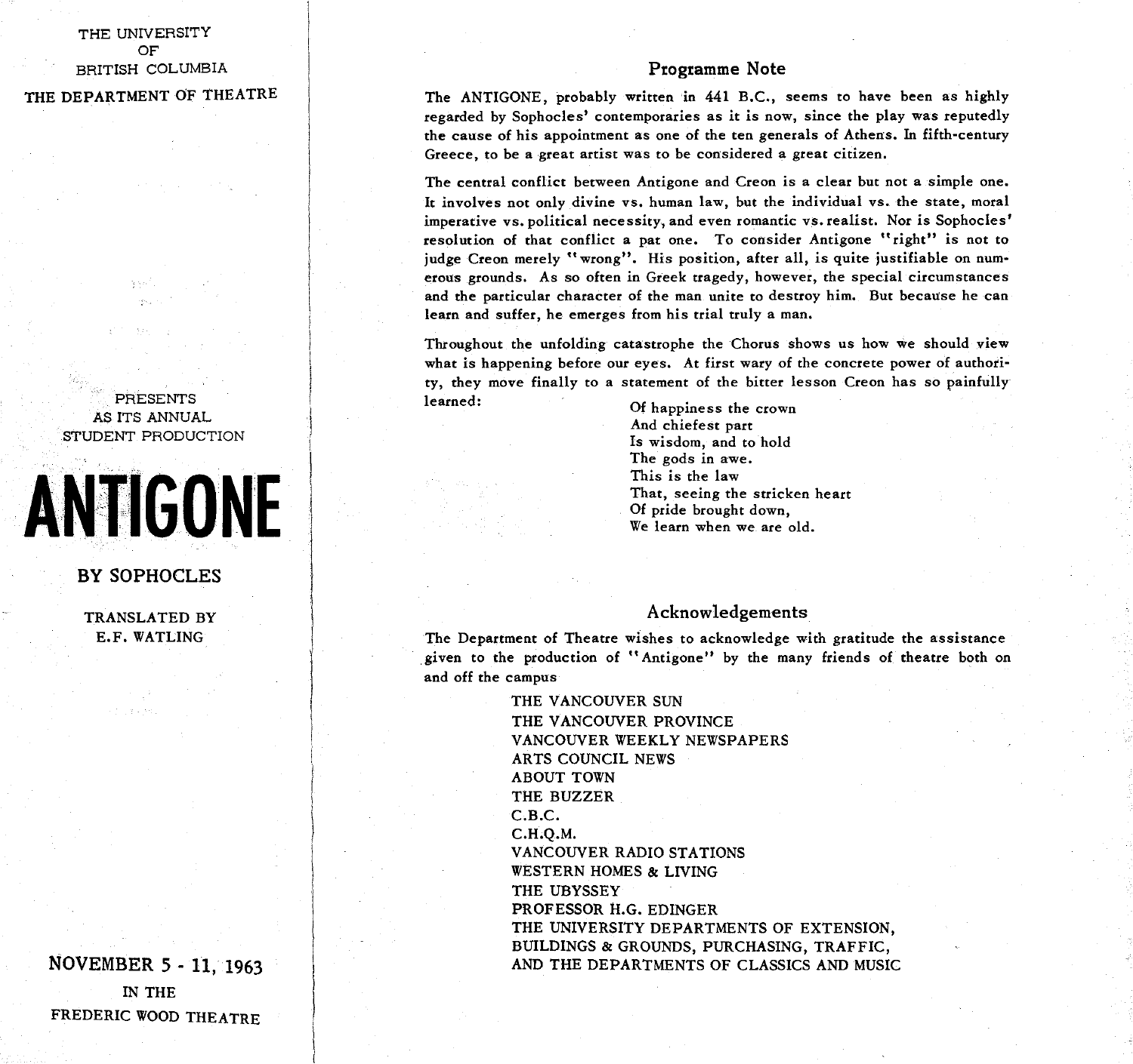THE UNIVERSITY
OF
BRITISH COLUMBIA

THE DEPARTMENT OF THEATRE

PRESENTS
AS ITS ANNUAL
STUDENT PRODUCTION

# ANTIGONE

## BY SOPHOCLES

TRANSLATED BY
E.F. WATLING

NOVEMBER 5 - 11, 1963

IN THE
FREDERIC WOOD THEATRE

## Programme Note

The ANTIGONE, probably written in 441 B.C., seems to have been as highly regarded by Sophocles' contemporaries as it is now, since the play was reputedly the cause of his appointment as one of the ten generals of Athens. In fifth-century Greece, to be a great artist was to be considered a great citizen.

The central conflict between Antigone and Creon is a clear but not a simple one. It involves not only divine vs. human law, but the individual vs. the state, moral imperative vs. political necessity, and even romantic vs. realist. Nor is Sophocles' resolution of that conflict a pat one. To consider Antigone "right" is not to judge Creon merely "wrong". His position, after all, is quite justifiable on numerous grounds. As so often in Greek tragedy, however, the special circumstances and the particular character of the man unite to destroy him. But because he can learn and suffer, he emerges from his trial truly a man.

Throughout the unfolding catastrophe the Chorus shows us how we should view what is happening before our eyes. At first wary of the concrete power of authority, they move finally to a statement of the bitter lesson Creon has so painfully learned:

> Of happiness the crown
> And chiefest part
> Is wisdom, and to hold
> The gods in awe.
> This is the law
> That, seeing the stricken heart
> Of pride brought down,
> We learn when we are old.

## Acknowledgements

The Department of Theatre wishes to acknowledge with gratitude the assistance given to the production of "Antigone" by the many friends of theatre both on and off the campus

THE VANCOUVER SUN
THE VANCOUVER PROVINCE
VANCOUVER WEEKLY NEWSPAPERS
ARTS COUNCIL NEWS
ABOUT TOWN
THE BUZZER
C.B.C.
C.H.Q.M.
VANCOUVER RADIO STATIONS
WESTERN HOMES & LIVING
THE UBYSSEY
PROFESSOR H.G. EDINGER
THE UNIVERSITY DEPARTMENTS OF EXTENSION, BUILDINGS & GROUNDS, PURCHASING, TRAFFIC, AND THE DEPARTMENTS OF CLASSICS AND MUSIC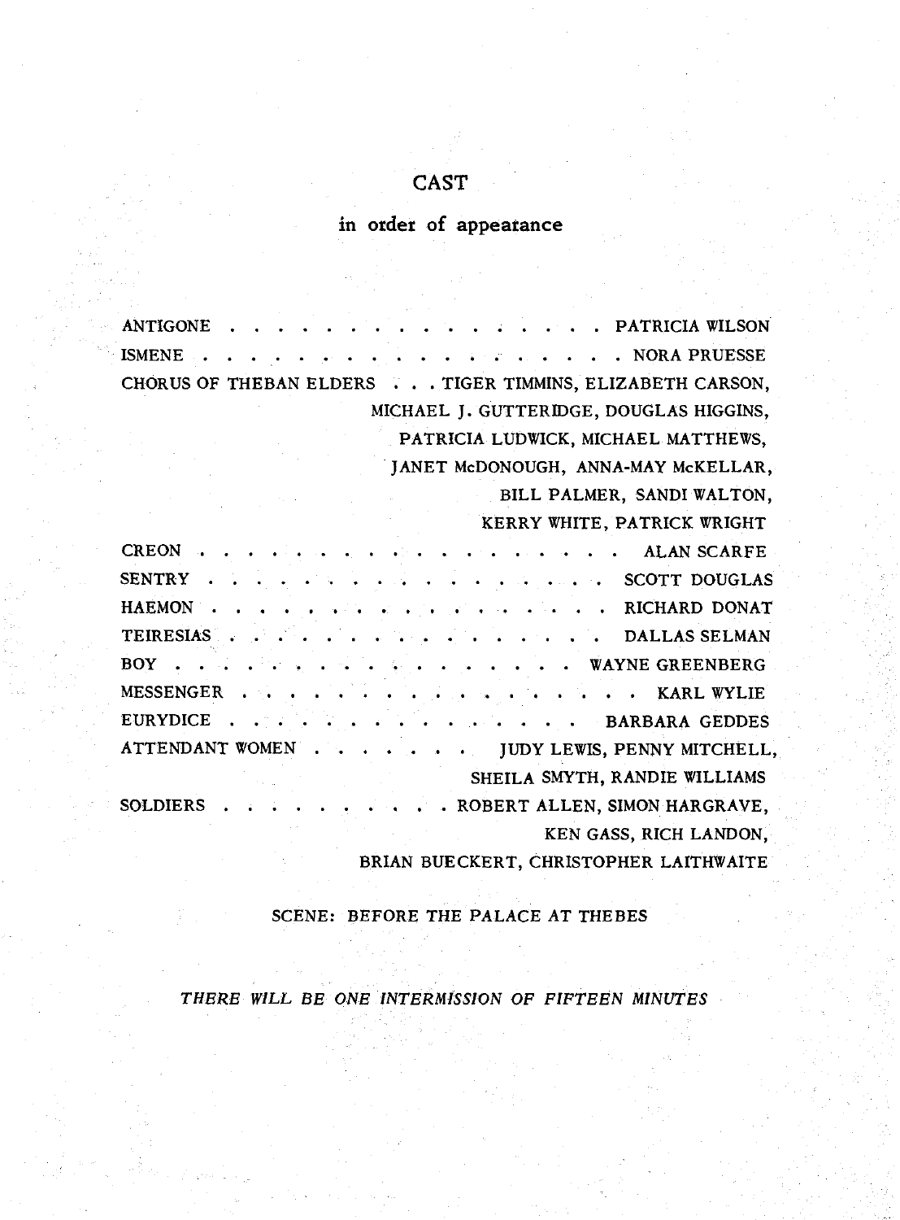# CAST

## in order of appearance

| | |
|---|---|
| ANTIGONE | PATRICIA WILSON |
| ISMENE | NORA PRUESSE |
| CHORUS OF THEBAN ELDERS | TIGER TIMMINS, ELIZABETH CARSON, MICHAEL J. GUTTERIDGE, DOUGLAS HIGGINS, PATRICIA LUDWICK, MICHAEL MATTHEWS, JANET McDONOUGH, ANNA-MAY McKELLAR, BILL PALMER, SANDI WALTON, KERRY WHITE, PATRICK WRIGHT |
| CREON | ALAN SCARFE |
| SENTRY | SCOTT DOUGLAS |
| HAEMON | RICHARD DONAT |
| TEIRESIAS | DALLAS SELMAN |
| BOY | WAYNE GREENBERG |
| MESSENGER | KARL WYLIE |
| EURYDICE | BARBARA GEDDES |
| ATTENDANT WOMEN | JUDY LEWIS, PENNY MITCHELL, SHEILA SMYTH, RANDIE WILLIAMS |
| SOLDIERS | ROBERT ALLEN, SIMON HARGRAVE, KEN GASS, RICH LANDON, BRIAN BUECKERT, CHRISTOPHER LAITHWAITE |

SCENE: BEFORE THE PALACE AT THEBES

*THERE WILL BE ONE INTERMISSION OF FIFTEEN MINUTES*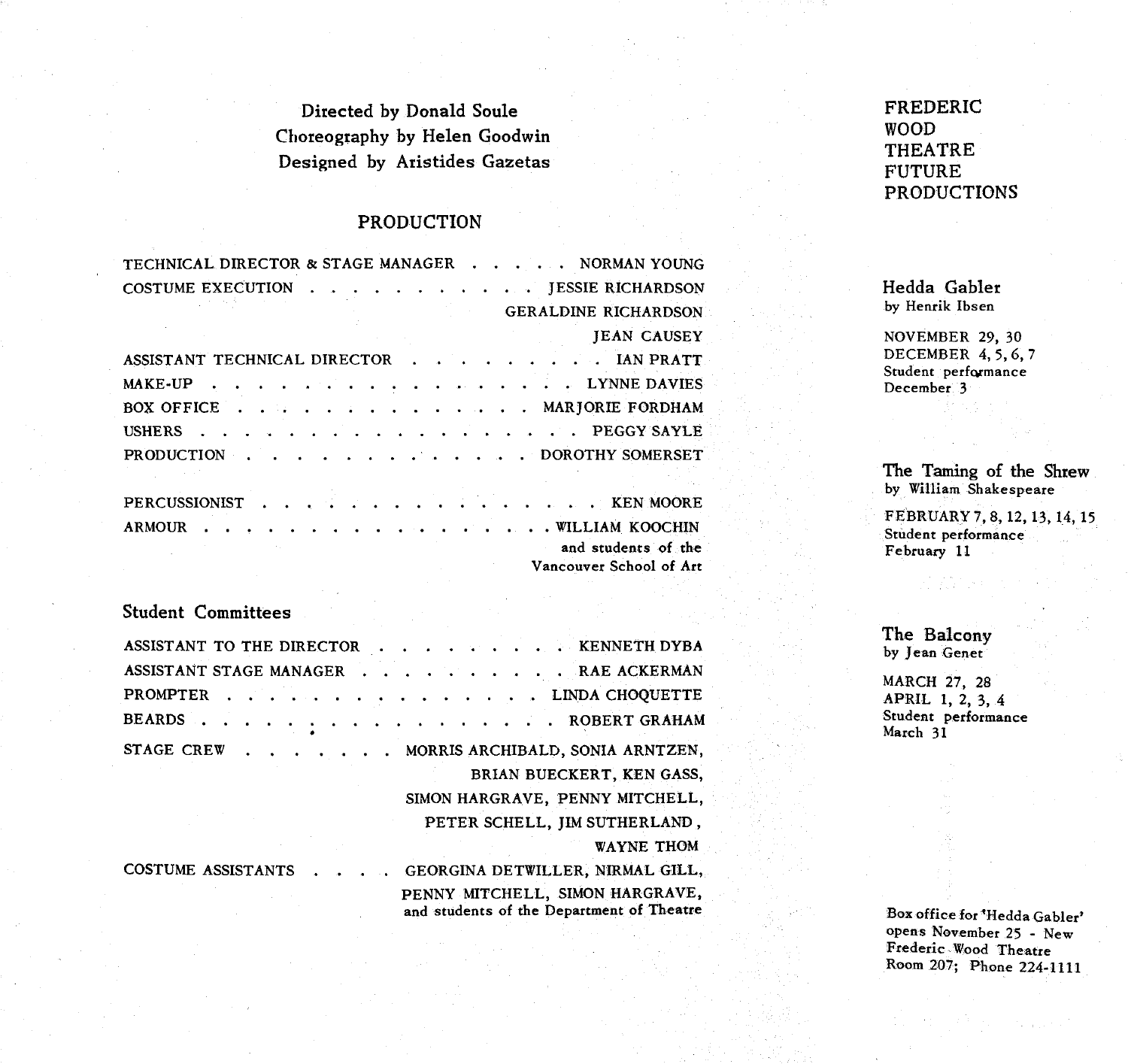Directed by Donald Soule
Choreography by Helen Goodwin
Designed by Aristides Gazetas

## PRODUCTION

TECHNICAL DIRECTOR & STAGE MANAGER . . . . . . NORMAN YOUNG
COSTUME EXECUTION . . . . . . . . . . . . . JESSIE RICHARDSON
GERALDINE RICHARDSON
JEAN CAUSEY
ASSISTANT TECHNICAL DIRECTOR . . . . . . . . . . IAN PRATT
MAKE-UP . . . . . . . . . . . . . . . . . . LYNNE DAVIES
BOX OFFICE . . . . . . . . . . . . . . . MARJORIE FORDHAM
USHERS . . . . . . . . . . . . . . . . . . . PEGGY SAYLE
PRODUCTION . . . . . . . . . . . . . . DOROTHY SOMERSET

PERCUSSIONIST . . . . . . . . . . . . . . . . . . . KEN MOORE
ARMOUR . . . . . . . . . . . . . . . . . . . WILLIAM KOOCHIN
and students of the
Vancouver School of Art

## Student Committees

ASSISTANT TO THE DIRECTOR . . . . . . . . . . KENNETH DYBA
ASSISTANT STAGE MANAGER . . . . . . . . . . . RAE ACKERMAN
PROMPTER . . . . . . . . . . . . . . . . . LINDA CHOQUETTE
BEARDS . . . . . . . . . . . . . . . . . . . ROBERT GRAHAM
STAGE CREW . . . . . . . . MORRIS ARCHIBALD, SONIA ARNTZEN,
BRIAN BUECKERT, KEN GASS,
SIMON HARGRAVE, PENNY MITCHELL,
PETER SCHELL, JIM SUTHERLAND,
WAYNE THOM
COSTUME ASSISTANTS . . . . GEORGINA DETWILLER, NIRMAL GILL,
PENNY MITCHELL, SIMON HARGRAVE,
and students of the Department of Theatre

## FREDERIC WOOD THEATRE FUTURE PRODUCTIONS

### Hedda Gabler
by Henrik Ibsen

NOVEMBER 29, 30
DECEMBER 4, 5, 6, 7
Student performance
December 3

### The Taming of the Shrew
by William Shakespeare

FEBRUARY 7, 8, 12, 13, 14, 15
Student performance
February 11

### The Balcony
by Jean Genet

MARCH 27, 28
APRIL 1, 2, 3, 4
Student performance
March 31

Box office for 'Hedda Gabler' opens November 25 - New Frederic Wood Theatre Room 207; Phone 224-1111